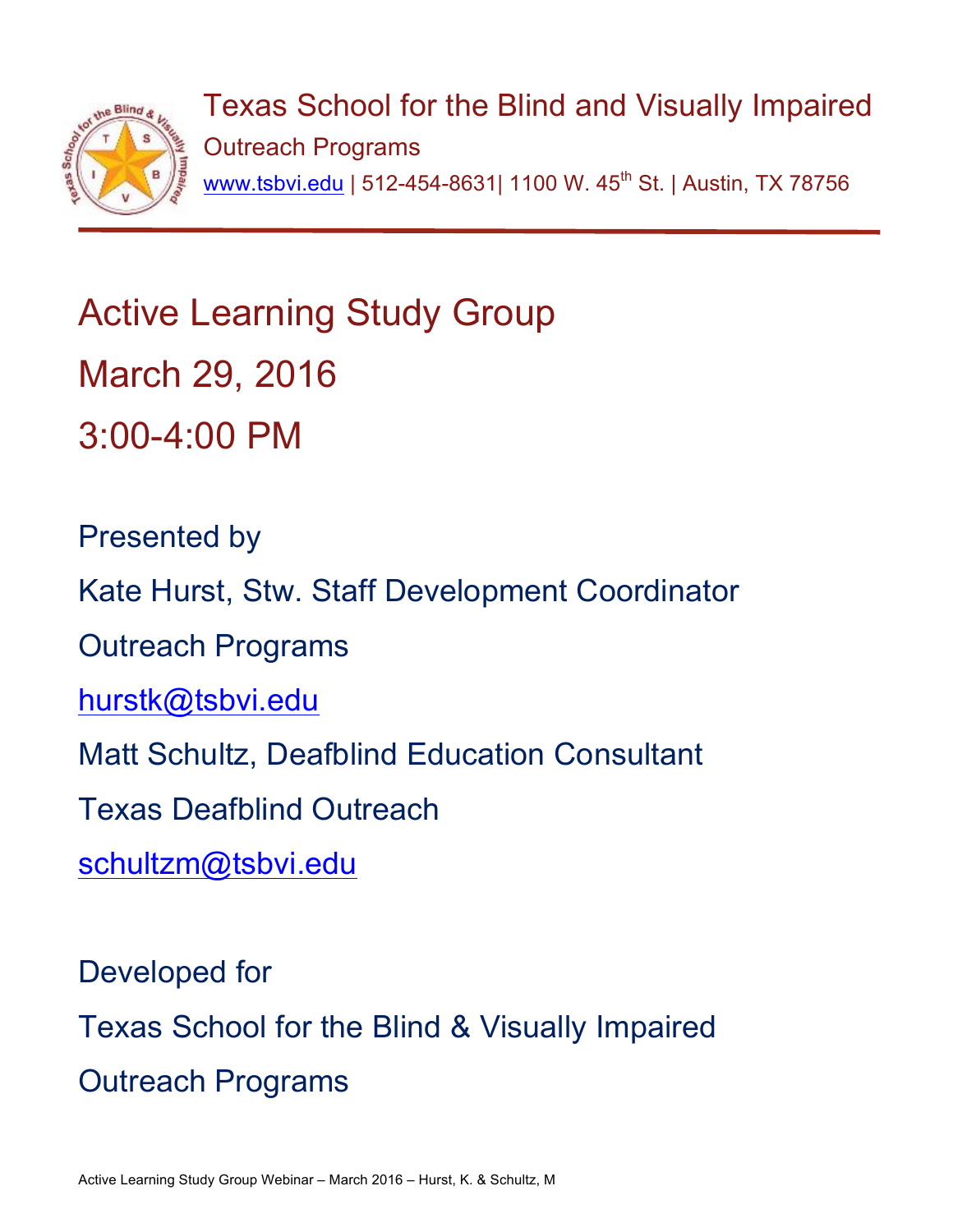Texas School for the Blind and Visually Impaired

Outreach Programs

www.tsbvi.edu | 512-454-8631| 1100 W. 45th St. | Austin, TX 78756

# Active Learning Study Group

## March 29, 2016

## 3:00-4:00 PM

Presented by

Kate Hurst, Stw. Staff Development Coordinator

Outreach Programs

hurstk@tsbvi.edu

Matt Schultz, Deafblind Education Consultant

Texas Deafblind Outreach

schultzm@tsbvi.edu

Developed for

Texas School for the Blind & Visually Impaired

Outreach Programs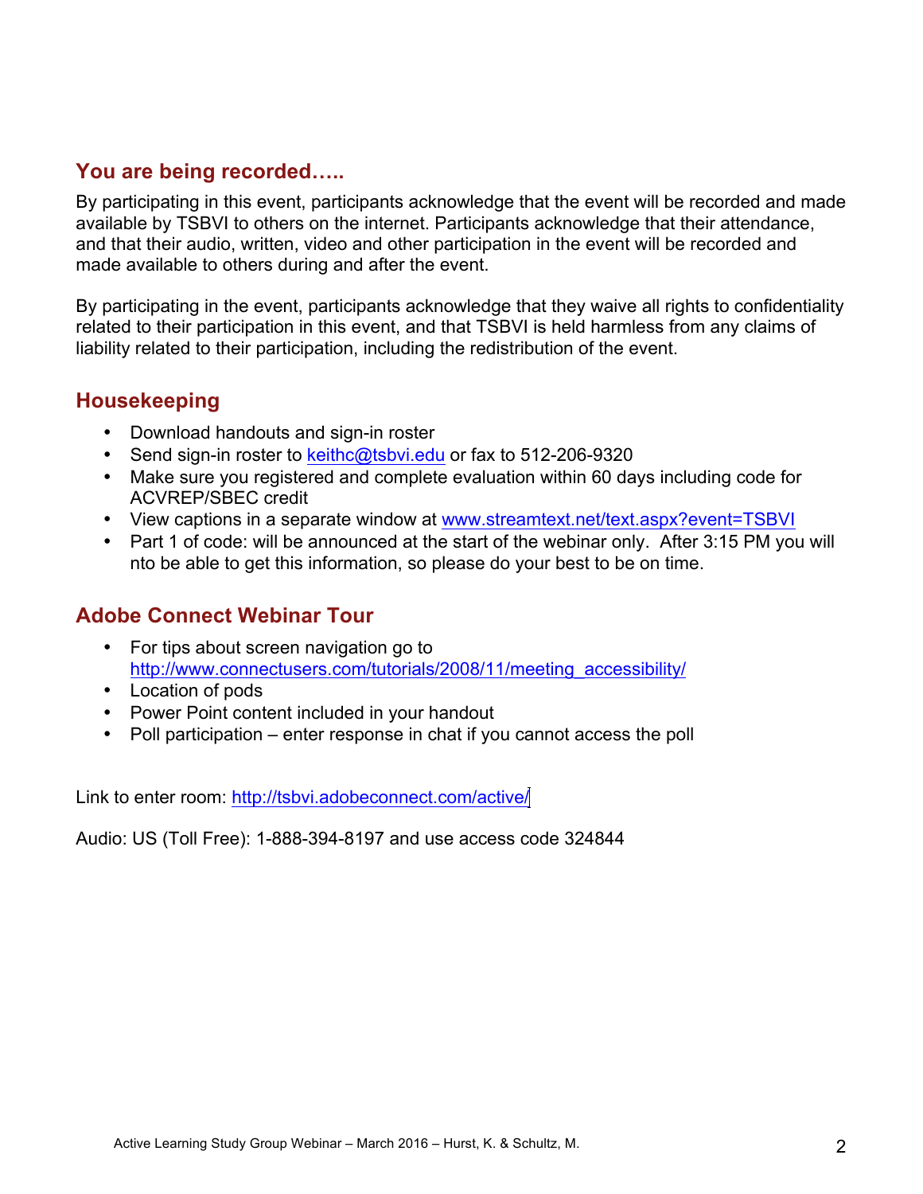## You are being recorded…..

By participating in this event, participants acknowledge that the event will be recorded and made available by TSBVI to others on the internet. Participants acknowledge that their attendance, and that their audio, written, video and other participation in the event will be recorded and made available to others during and after the event.

By participating in the event, participants acknowledge that they waive all rights to confidentiality related to their participation in this event, and that TSBVI is held harmless from any claims of liability related to their participation, including the redistribution of the event.

## Housekeeping

- Download handouts and sign-in roster
- Send sign-in roster to keithc@tsbvi.edu or fax to 512-206-9320
- Make sure you registered and complete evaluation within 60 days including code for ACVREP/SBEC credit
- View captions in a separate window at www.streamtext.net/text.aspx?event=TSBVI
- Part 1 of code: will be announced at the start of the webinar only. After 3:15 PM you will nto be able to get this information, so please do your best to be on time.

## Adobe Connect Webinar Tour

- For tips about screen navigation go to http://www.connectusers.com/tutorials/2008/11/meeting_accessibility/
- Location of pods
- Power Point content included in your handout
- Poll participation – enter response in chat if you cannot access the poll

Link to enter room: http://tsbvi.adobeconnect.com/active/

Audio: US (Toll Free): 1-888-394-8197 and use access code 324844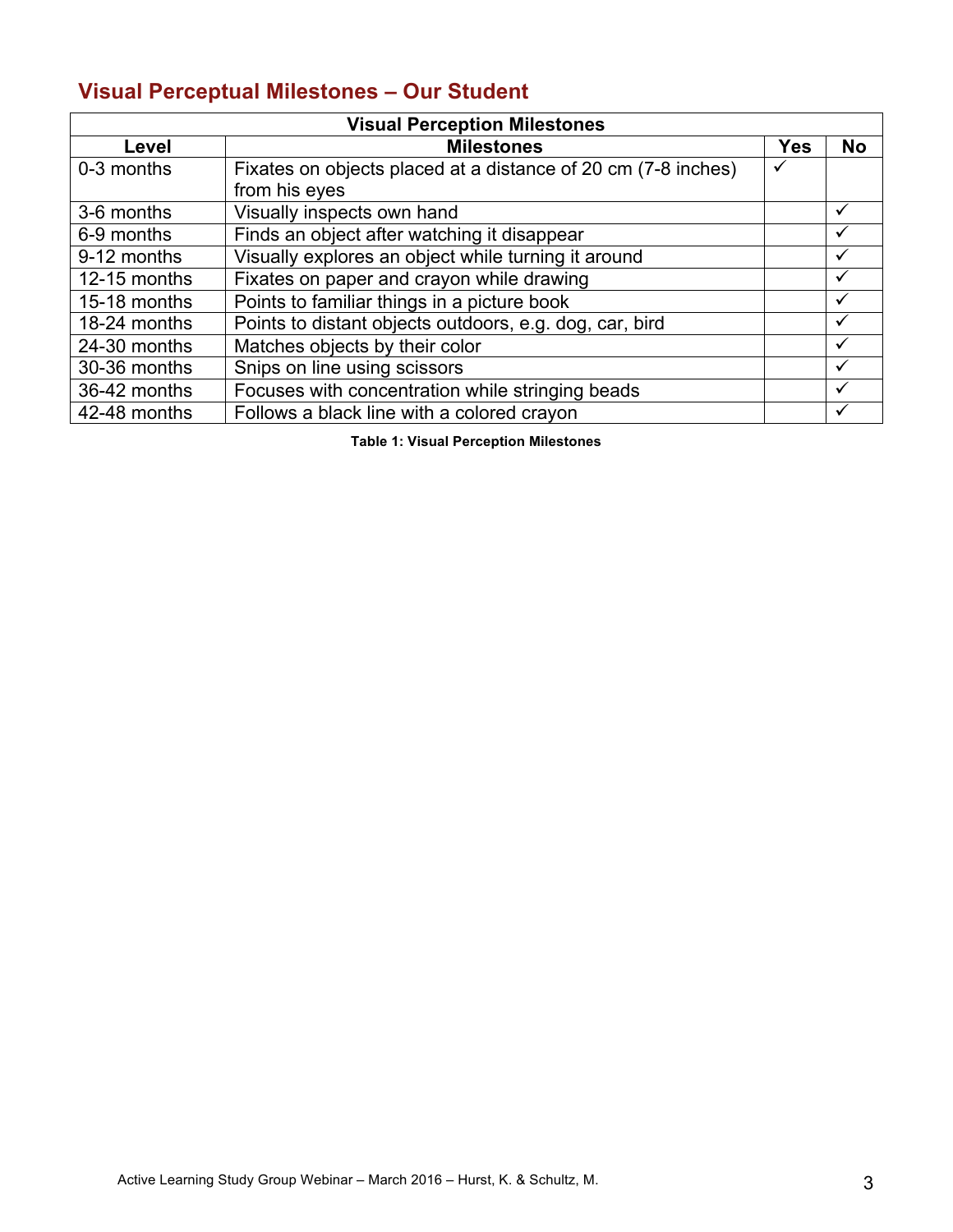## Visual Perceptual Milestones – Our Student

| Visual Perception Milestones | | | |
|---|---|---|---|
| **Level** | **Milestones** | **Yes** | **No** |
| 0-3 months | Fixates on objects placed at a distance of 20 cm (7-8 inches) from his eyes | ✓ | |
| 3-6 months | Visually inspects own hand | | ✓ |
| 6-9 months | Finds an object after watching it disappear | | ✓ |
| 9-12 months | Visually explores an object while turning it around | | ✓ |
| 12-15 months | Fixates on paper and crayon while drawing | | ✓ |
| 15-18 months | Points to familiar things in a picture book | | ✓ |
| 18-24 months | Points to distant objects outdoors, e.g. dog, car, bird | | ✓ |
| 24-30 months | Matches objects by their color | | ✓ |
| 30-36 months | Snips on line using scissors | | ✓ |
| 36-42 months | Focuses with concentration while stringing beads | | ✓ |
| 42-48 months | Follows a black line with a colored crayon | | ✓ |

**Table 1: Visual Perception Milestones**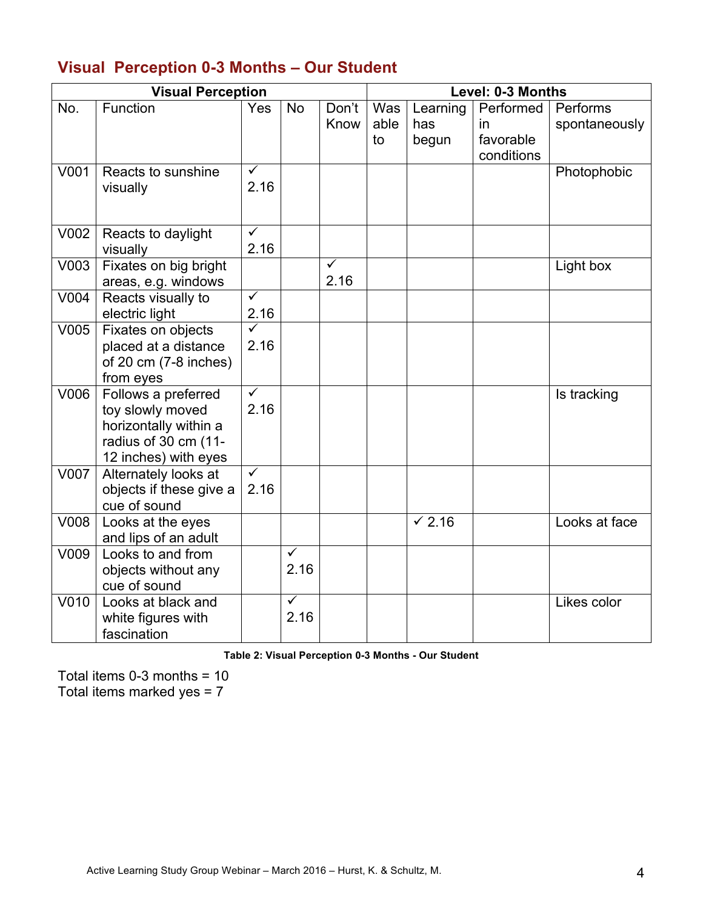## Visual Perception 0-3 Months – Our Student

| Visual Perception | | | | | Level: 0-3 Months | | | |
|---|---|---|---|---|---|---|---|---|
| No. | Function | Yes | No | Don't Know | Was able to | Learning has begun | Performed in favorable conditions | Performs spontaneously |
| V001 | Reacts to sunshine visually | ✓ 2.16 | | | | | | Photophobic |
| V002 | Reacts to daylight visually | ✓ 2.16 | | | | | | |
| V003 | Fixates on big bright areas, e.g. windows | | | ✓ 2.16 | | | | Light box |
| V004 | Reacts visually to electric light | ✓ 2.16 | | | | | | |
| V005 | Fixates on objects placed at a distance of 20 cm (7-8 inches) from eyes | ✓ 2.16 | | | | | | |
| V006 | Follows a preferred toy slowly moved horizontally within a radius of 30 cm (11-12 inches) with eyes | ✓ 2.16 | | | | | | Is tracking |
| V007 | Alternately looks at objects if these give a cue of sound | ✓ 2.16 | | | | | | |
| V008 | Looks at the eyes and lips of an adult | | | | | ✓ 2.16 | | Looks at face |
| V009 | Looks to and from objects without any cue of sound | | ✓ 2.16 | | | | | |
| V010 | Looks at black and white figures with fascination | | ✓ 2.16 | | | | | Likes color |

**Table 2: Visual Perception 0-3 Months - Our Student**

Total items 0-3 months = 10
Total items marked yes = 7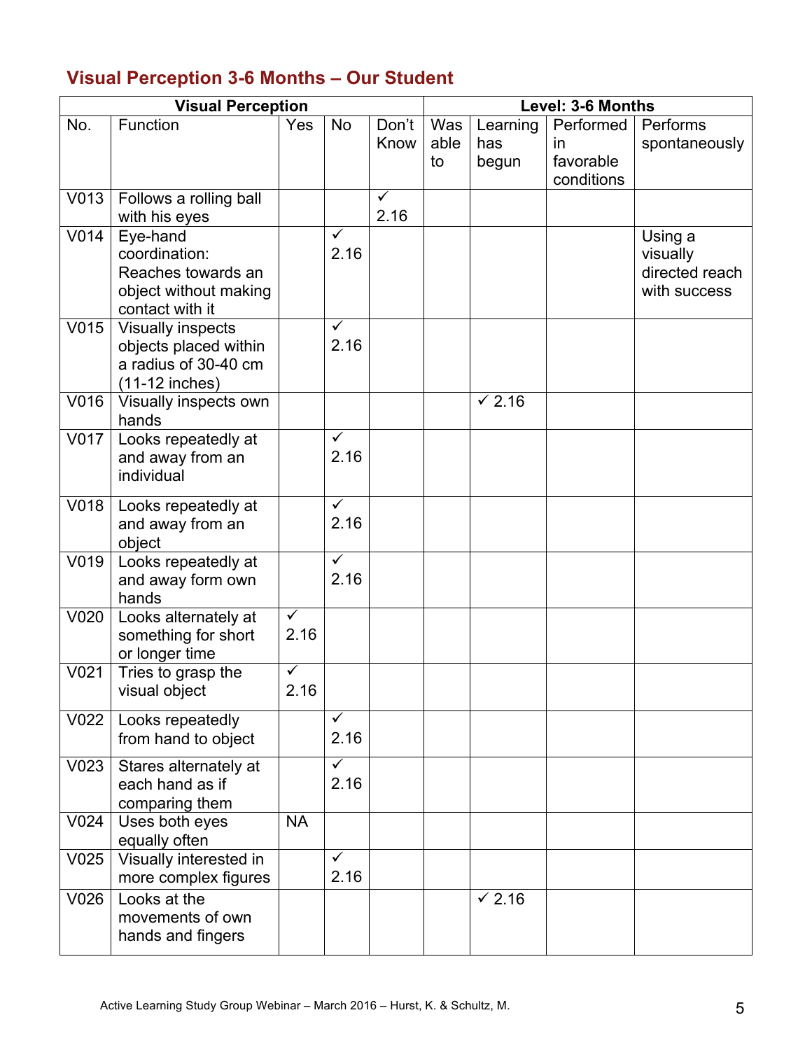## Visual Perception 3-6 Months – Our Student

| Visual Perception | | | | | Level: 3-6 Months | | | |
|---|---|---|---|---|---|---|---|---|
| No. | Function | Yes | No | Don't Know | Was able to | Learning has begun | Performed in favorable conditions | Performs spontaneously |
| V013 | Follows a rolling ball with his eyes | | | ✓ 2.16 | | | | |
| V014 | Eye-hand coordination: Reaches towards an object without making contact with it | | ✓ 2.16 | | | | | Using a visually directed reach with success |
| V015 | Visually inspects objects placed within a radius of 30-40 cm (11-12 inches) | | ✓ 2.16 | | | | | |
| V016 | Visually inspects own hands | | | | | ✓ 2.16 | | |
| V017 | Looks repeatedly at and away from an individual | | ✓ 2.16 | | | | | |
| V018 | Looks repeatedly at and away from an object | | ✓ 2.16 | | | | | |
| V019 | Looks repeatedly at and away form own hands | | ✓ 2.16 | | | | | |
| V020 | Looks alternately at something for short or longer time | ✓ 2.16 | | | | | | |
| V021 | Tries to grasp the visual object | ✓ 2.16 | | | | | | |
| V022 | Looks repeatedly from hand to object | | ✓ 2.16 | | | | | |
| V023 | Stares alternately at each hand as if comparing them | | ✓ 2.16 | | | | | |
| V024 | Uses both eyes equally often | NA | | | | | | |
| V025 | Visually interested in more complex figures | | ✓ 2.16 | | | | | |
| V026 | Looks at the movements of own hands and fingers | | | | | ✓ 2.16 | | |

Active Learning Study Group Webinar – March 2016 – Hurst, K. & Schultz, M.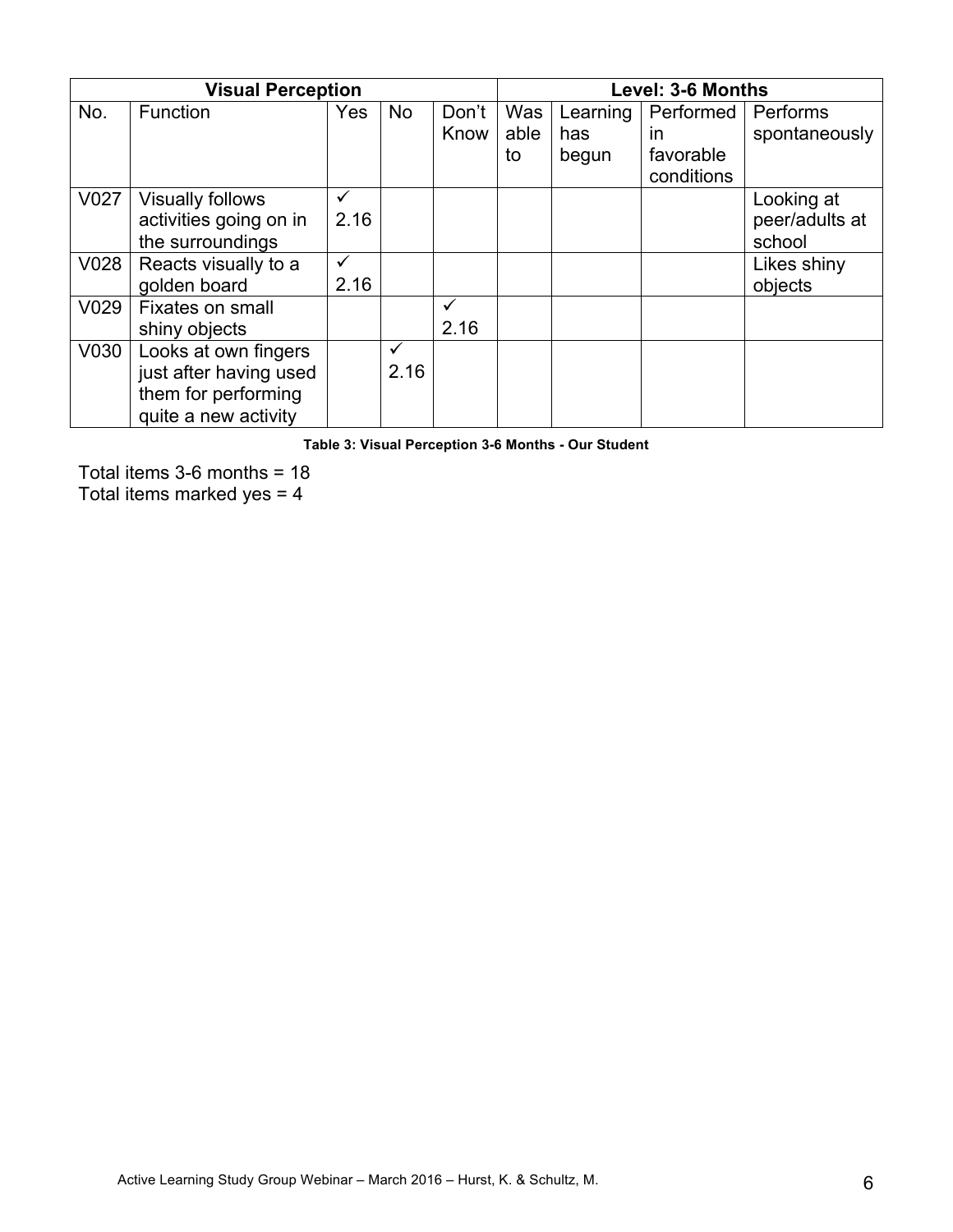| Visual Perception | | | | | Level: 3-6 Months | | | |
|---|---|---|---|---|---|---|---|---|
| No. | Function | Yes | No | Don't Know | Was able to | Learning has begun | Performed in favorable conditions | Performs spontaneously |
| V027 | Visually follows activities going on in the surroundings | ✓ 2.16 | | | | | | Looking at peer/adults at school |
| V028 | Reacts visually to a golden board | ✓ 2.16 | | | | | | Likes shiny objects |
| V029 | Fixates on small shiny objects | | | ✓ 2.16 | | | | |
| V030 | Looks at own fingers just after having used them for performing quite a new activity | | ✓ 2.16 | | | | | |

**Table 3: Visual Perception 3-6 Months - Our Student**

Total items 3-6 months = 18
Total items marked yes = 4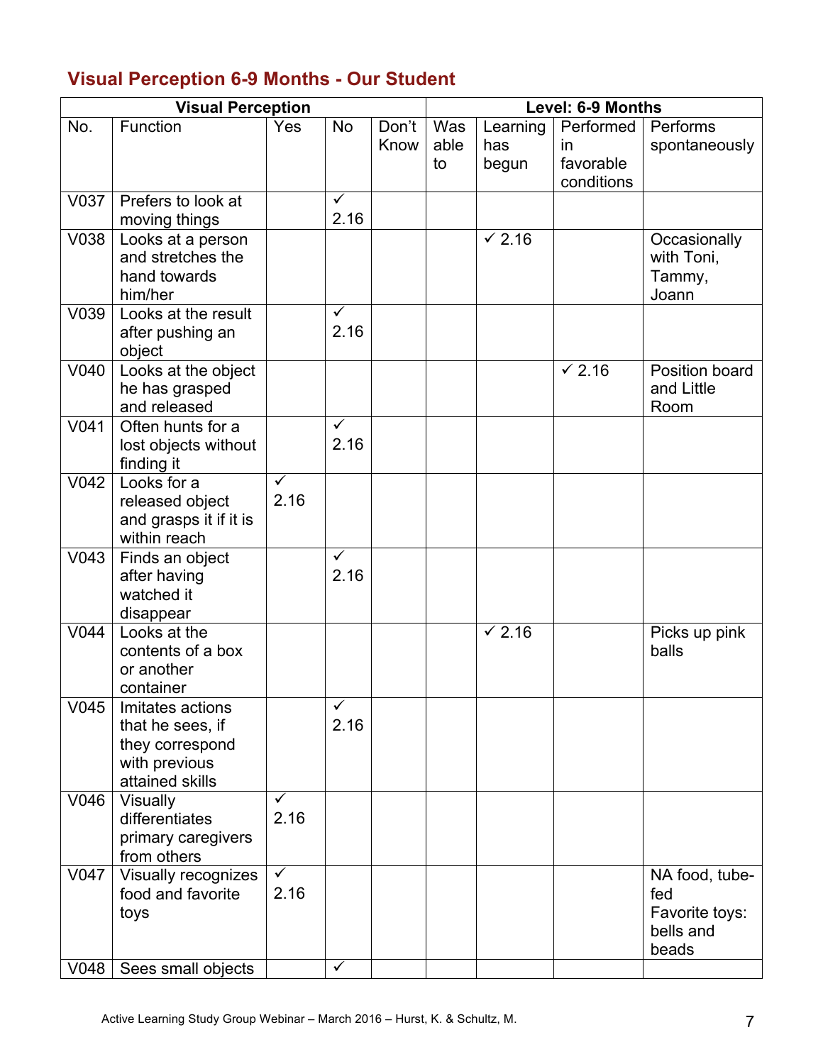## Visual Perception 6-9 Months - Our Student

| Visual Perception | | | | | Level: 6-9 Months | | | |
|---|---|---|---|---|---|---|---|---|
| No. | Function | Yes | No | Don't Know | Was able to | Learning has begun | Performed in favorable conditions | Performs spontaneously |
| V037 | Prefers to look at moving things | | ✓ 2.16 | | | | | |
| V038 | Looks at a person and stretches the hand towards him/her | | | | | ✓ 2.16 | | Occasionally with Toni, Tammy, Joann |
| V039 | Looks at the result after pushing an object | | ✓ 2.16 | | | | | |
| V040 | Looks at the object he has grasped and released | | | | | | ✓ 2.16 | Position board and Little Room |
| V041 | Often hunts for a lost objects without finding it | | ✓ 2.16 | | | | | |
| V042 | Looks for a released object and grasps it if it is within reach | ✓ 2.16 | | | | | | |
| V043 | Finds an object after having watched it disappear | | ✓ 2.16 | | | | | |
| V044 | Looks at the contents of a box or another container | | | | | ✓ 2.16 | | Picks up pink balls |
| V045 | Imitates actions that he sees, if they correspond with previous attained skills | | ✓ 2.16 | | | | | |
| V046 | Visually differentiates primary caregivers from others | ✓ 2.16 | | | | | | |
| V047 | Visually recognizes food and favorite toys | ✓ 2.16 | | | | | | NA food, tube-fed Favorite toys: bells and beads |
| V048 | Sees small objects | | ✓ | | | | | |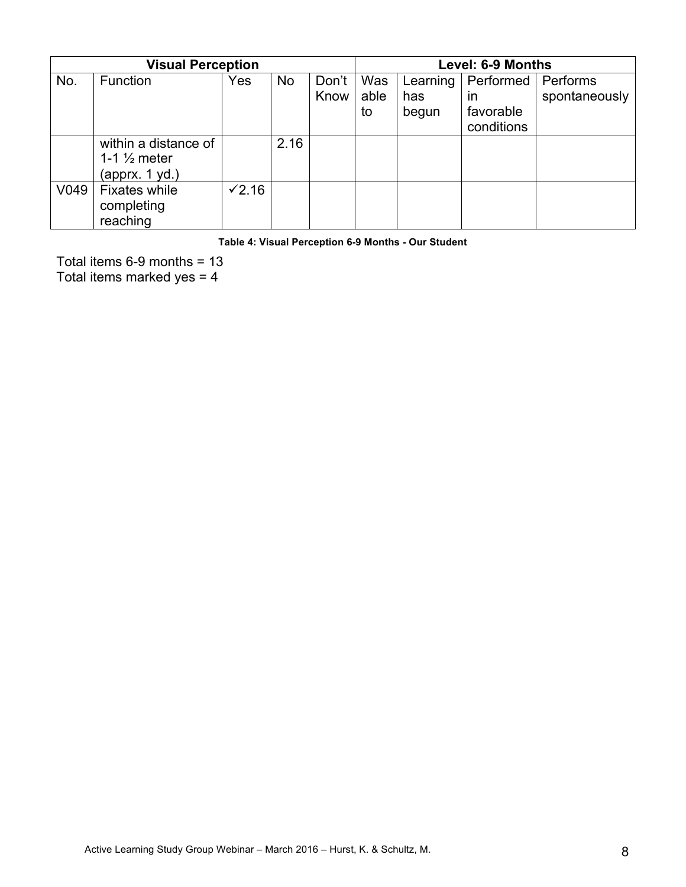| Visual Perception | | | | | Level: 6-9 Months | | | |
|---|---|---|---|---|---|---|---|---|
| No. | Function | Yes | No | Don't Know | Was able to | Learning has begun | Performed in favorable conditions | Performs spontaneously |
| | within a distance of 1-1 ½ meter (apprx. 1 yd.) | | 2.16 | | | | | |
| V049 | Fixates while completing reaching | ✓2.16 | | | | | | |

**Table 4: Visual Perception 6-9 Months - Our Student**

Total items 6-9 months = 13
Total items marked yes = 4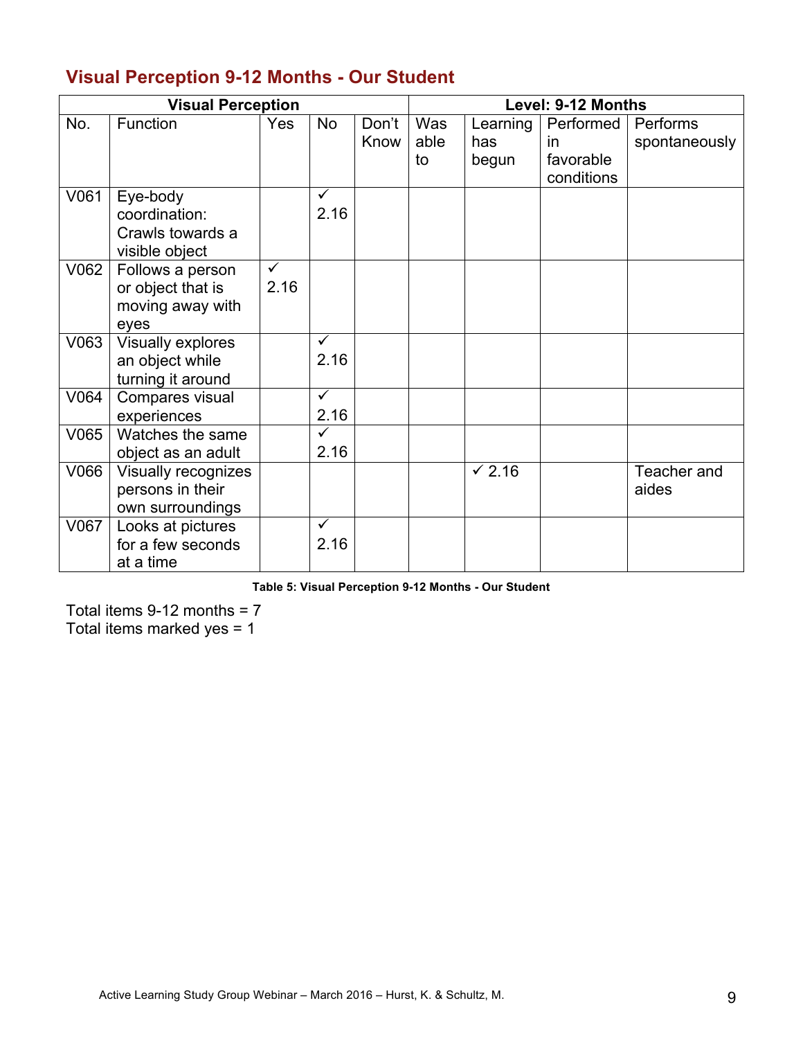## Visual Perception 9-12 Months - Our Student

| Visual Perception | | | | | Level: 9-12 Months | | | |
|---|---|---|---|---|---|---|---|---|
| No. | Function | Yes | No | Don't Know | Was able to | Learning has begun | Performed in favorable conditions | Performs spontaneously |
| V061 | Eye-body coordination: Crawls towards a visible object | | ✓ 2.16 | | | | | |
| V062 | Follows a person or object that is moving away with eyes | ✓ 2.16 | | | | | | |
| V063 | Visually explores an object while turning it around | | ✓ 2.16 | | | | | |
| V064 | Compares visual experiences | | ✓ 2.16 | | | | | |
| V065 | Watches the same object as an adult | | ✓ 2.16 | | | | | |
| V066 | Visually recognizes persons in their own surroundings | | | | | ✓ 2.16 | | Teacher and aides |
| V067 | Looks at pictures for a few seconds at a time | | ✓ 2.16 | | | | | |

**Table 5: Visual Perception 9-12 Months - Our Student**

Total items 9-12 months = 7
Total items marked yes = 1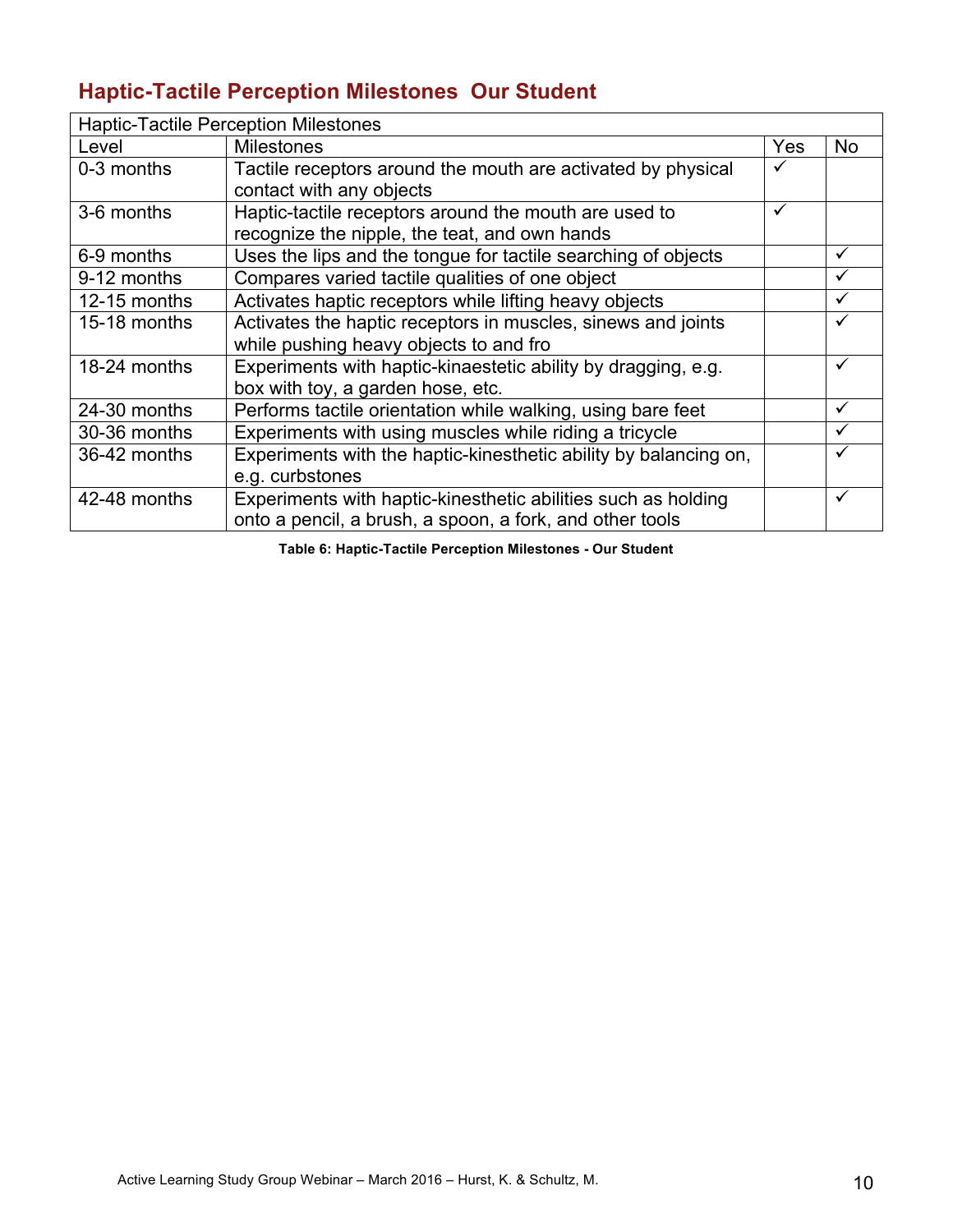## Haptic-Tactile Perception Milestones  Our Student

| Haptic-Tactile Perception Milestones | | | |
|---|---|---|---|
| Level | Milestones | Yes | No |
| 0-3 months | Tactile receptors around the mouth are activated by physical contact with any objects | ✓ | |
| 3-6 months | Haptic-tactile receptors around the mouth are used to recognize the nipple, the teat, and own hands | ✓ | |
| 6-9 months | Uses the lips and the tongue for tactile searching of objects | | ✓ |
| 9-12 months | Compares varied tactile qualities of one object | | ✓ |
| 12-15 months | Activates haptic receptors while lifting heavy objects | | ✓ |
| 15-18 months | Activates the haptic receptors in muscles, sinews and joints while pushing heavy objects to and fro | | ✓ |
| 18-24 months | Experiments with haptic-kinaestetic ability by dragging, e.g. box with toy, a garden hose, etc. | | ✓ |
| 24-30 months | Performs tactile orientation while walking, using bare feet | | ✓ |
| 30-36 months | Experiments with using muscles while riding a tricycle | | ✓ |
| 36-42 months | Experiments with the haptic-kinesthetic ability by balancing on, e.g. curbstones | | ✓ |
| 42-48 months | Experiments with haptic-kinesthetic abilities such as holding onto a pencil, a brush, a spoon, a fork, and other tools | | ✓ |

**Table 6: Haptic-Tactile Perception Milestones - Our Student**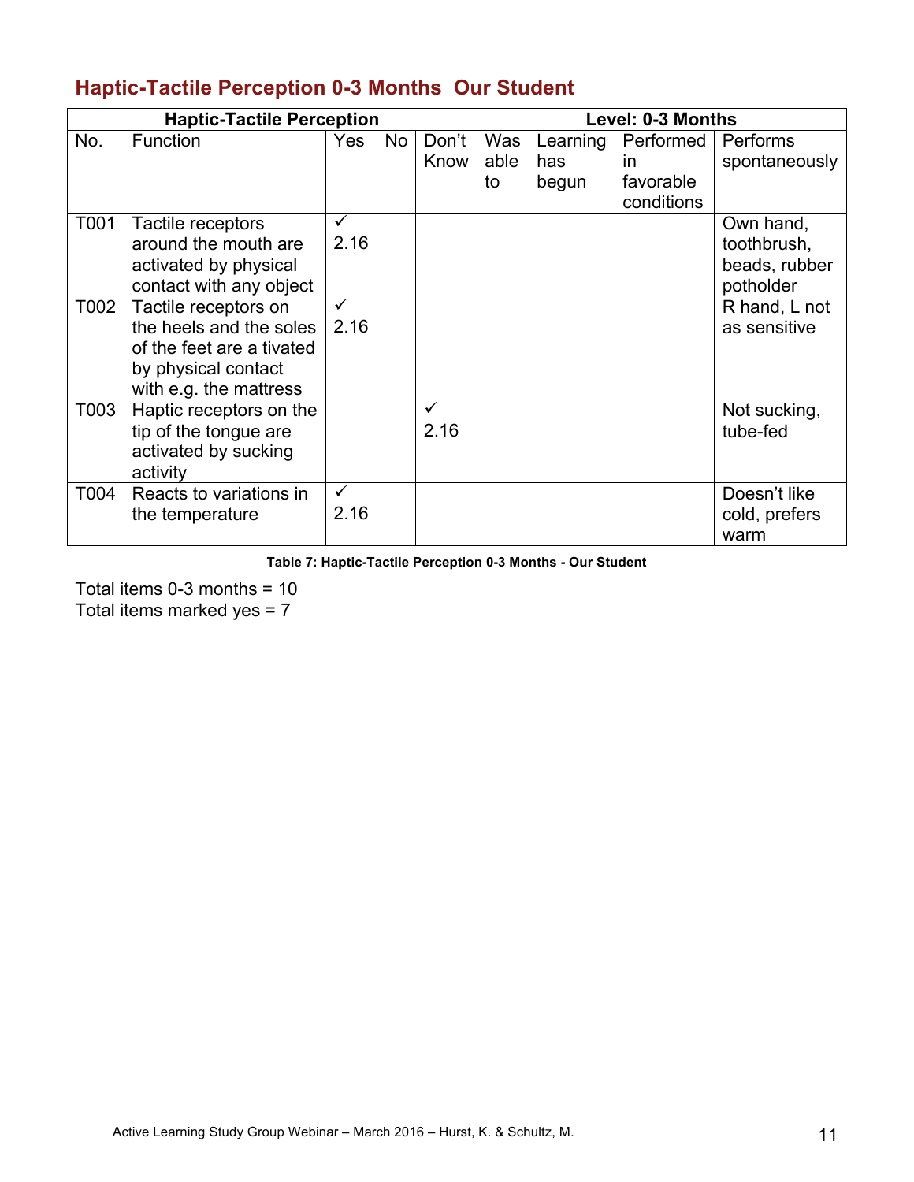## Haptic-Tactile Perception 0-3 Months  Our Student

| Haptic-Tactile Perception | | | | | Level: 0-3 Months | | | |
|---|---|---|---|---|---|---|---|---|
| No. | Function | Yes | No | Don't Know | Was able to | Learning has begun | Performed in favorable conditions | Performs spontaneously |
| T001 | Tactile receptors around the mouth are activated by physical contact with any object | ✓ 2.16 | | | | | | Own hand, toothbrush, beads, rubber potholder |
| T002 | Tactile receptors on the heels and the soles of the feet are a tivated by physical contact with e.g. the mattress | ✓ 2.16 | | | | | | R hand, L not as sensitive |
| T003 | Haptic receptors on the tip of the tongue are activated by sucking activity | | | ✓ 2.16 | | | | Not sucking, tube-fed |
| T004 | Reacts to variations in the temperature | ✓ 2.16 | | | | | | Doesn't like cold, prefers warm |

**Table 7: Haptic-Tactile Perception 0-3 Months - Our Student**

Total items 0-3 months = 10
Total items marked yes = 7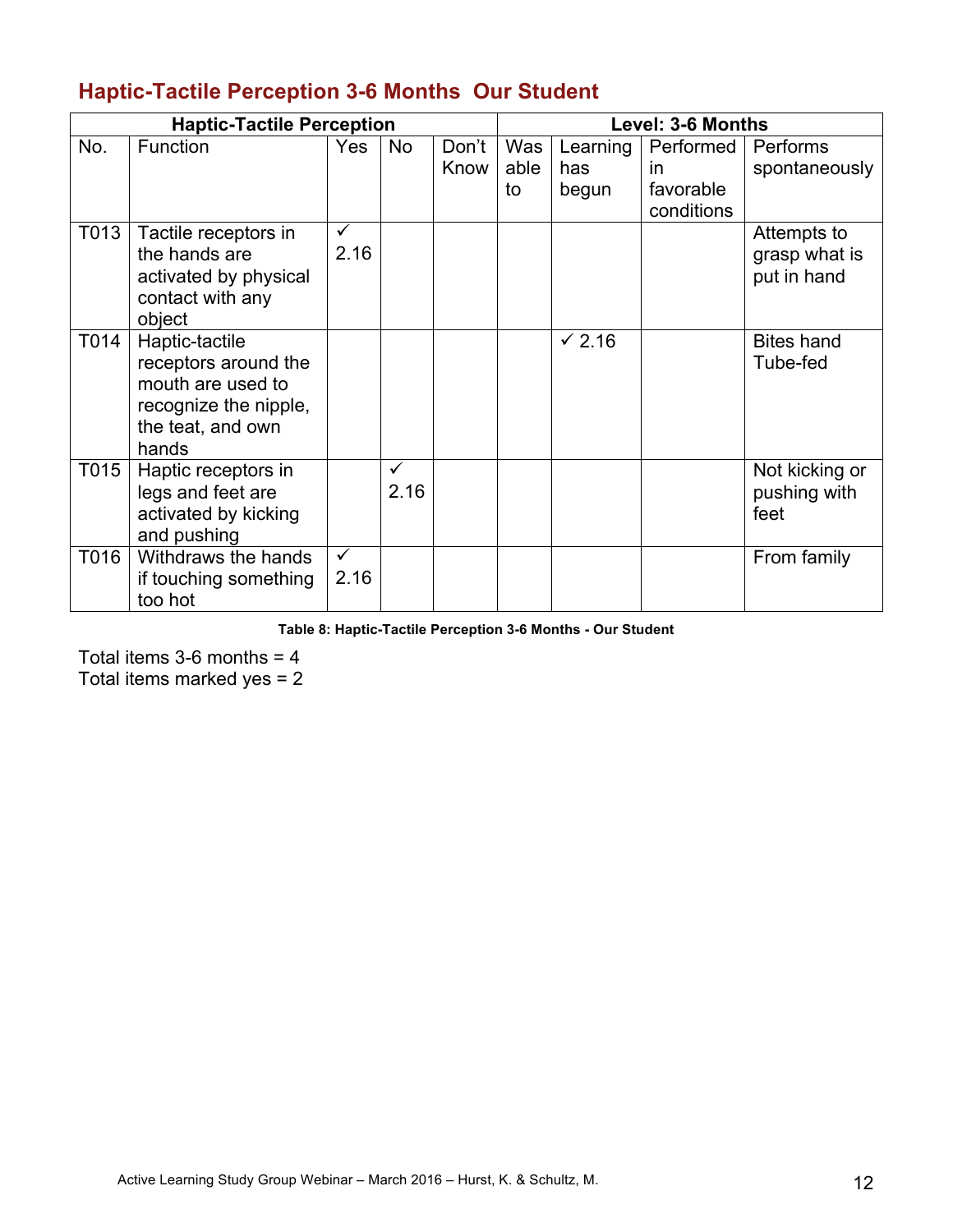## Haptic-Tactile Perception 3-6 Months  Our Student

| Haptic-Tactile Perception | | | | | Level: 3-6 Months | | | |
|---|---|---|---|---|---|---|---|---|
| No. | Function | Yes | No | Don't Know | Was able to | Learning has begun | Performed in favorable conditions | Performs spontaneously |
| T013 | Tactile receptors in the hands are activated by physical contact with any object | ✓ 2.16 | | | | | | Attempts to grasp what is put in hand |
| T014 | Haptic-tactile receptors around the mouth are used to recognize the nipple, the teat, and own hands | | | | | ✓ 2.16 | | Bites hand Tube-fed |
| T015 | Haptic receptors in legs and feet are activated by kicking and pushing | | ✓ 2.16 | | | | | Not kicking or pushing with feet |
| T016 | Withdraws the hands if touching something too hot | ✓ 2.16 | | | | | | From family |

**Table 8: Haptic-Tactile Perception 3-6 Months - Our Student**

Total items 3-6 months = 4
Total items marked yes = 2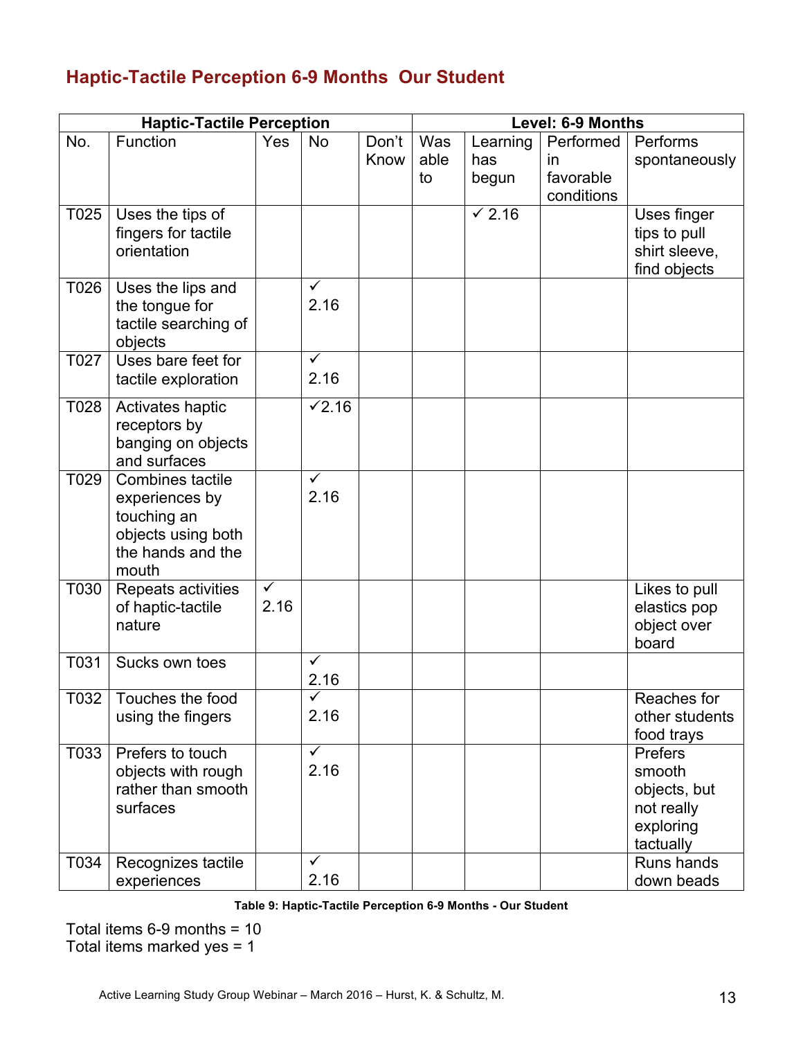## Haptic-Tactile Perception 6-9 Months Our Student

| Haptic-Tactile Perception | | | | | Level: 6-9 Months | | | |
|---|---|---|---|---|---|---|---|---|
| No. | Function | Yes | No | Don't Know | Was able to | Learning has begun | Performed in favorable conditions | Performs spontaneously |
| T025 | Uses the tips of fingers for tactile orientation | | | | | ✓ 2.16 | | Uses finger tips to pull shirt sleeve, find objects |
| T026 | Uses the lips and the tongue for tactile searching of objects | | ✓ 2.16 | | | | | |
| T027 | Uses bare feet for tactile exploration | | ✓ 2.16 | | | | | |
| T028 | Activates haptic receptors by banging on objects and surfaces | | ✓2.16 | | | | | |
| T029 | Combines tactile experiences by touching an objects using both the hands and the mouth | | ✓ 2.16 | | | | | |
| T030 | Repeats activities of haptic-tactile nature | ✓ 2.16 | | | | | | Likes to pull elastics pop object over board |
| T031 | Sucks own toes | | ✓ 2.16 | | | | | |
| T032 | Touches the food using the fingers | | ✓ 2.16 | | | | | Reaches for other students food trays |
| T033 | Prefers to touch objects with rough rather than smooth surfaces | | ✓ 2.16 | | | | | Prefers smooth objects, but not really exploring tactually |
| T034 | Recognizes tactile experiences | | ✓ 2.16 | | | | | Runs hands down beads |

**Table 9: Haptic-Tactile Perception 6-9 Months - Our Student**

Total items 6-9 months = 10
Total items marked yes = 1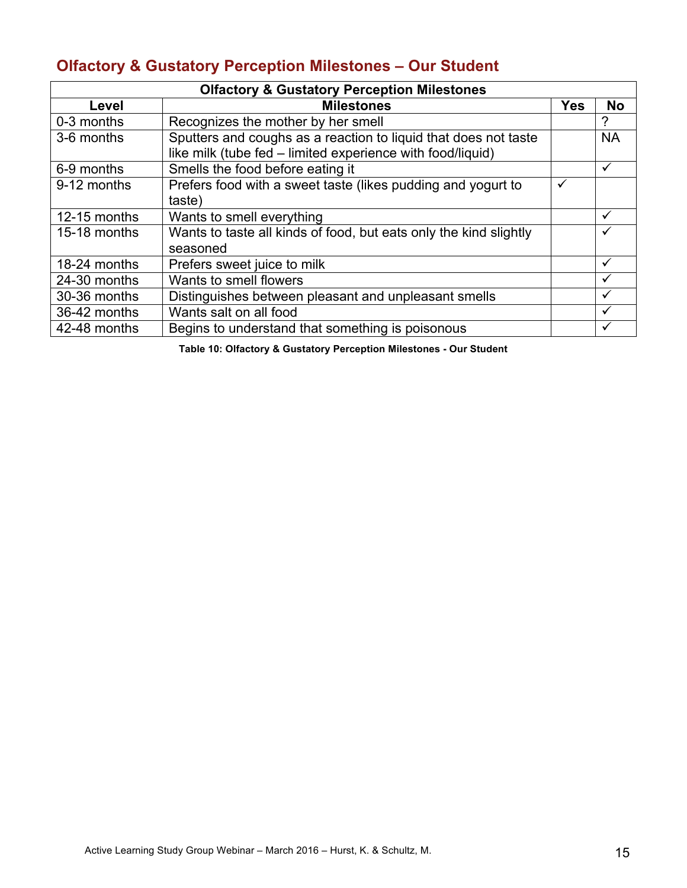## Olfactory & Gustatory Perception Milestones – Our Student

| Olfactory & Gustatory Perception Milestones | | | |
|---|---|---|---|
| **Level** | **Milestones** | **Yes** | **No** |
| 0-3 months | Recognizes the mother by her smell | | ? |
| 3-6 months | Sputters and coughs as a reaction to liquid that does not taste like milk (tube fed – limited experience with food/liquid) | | NA |
| 6-9 months | Smells the food before eating it | | ✓ |
| 9-12 months | Prefers food with a sweet taste (likes pudding and yogurt to taste) | ✓ | |
| 12-15 months | Wants to smell everything | | ✓ |
| 15-18 months | Wants to taste all kinds of food, but eats only the kind slightly seasoned | | ✓ |
| 18-24 months | Prefers sweet juice to milk | | ✓ |
| 24-30 months | Wants to smell flowers | | ✓ |
| 30-36 months | Distinguishes between pleasant and unpleasant smells | | ✓ |
| 36-42 months | Wants salt on all food | | ✓ |
| 42-48 months | Begins to understand that something is poisonous | | ✓ |

**Table 10: Olfactory & Gustatory Perception Milestones - Our Student**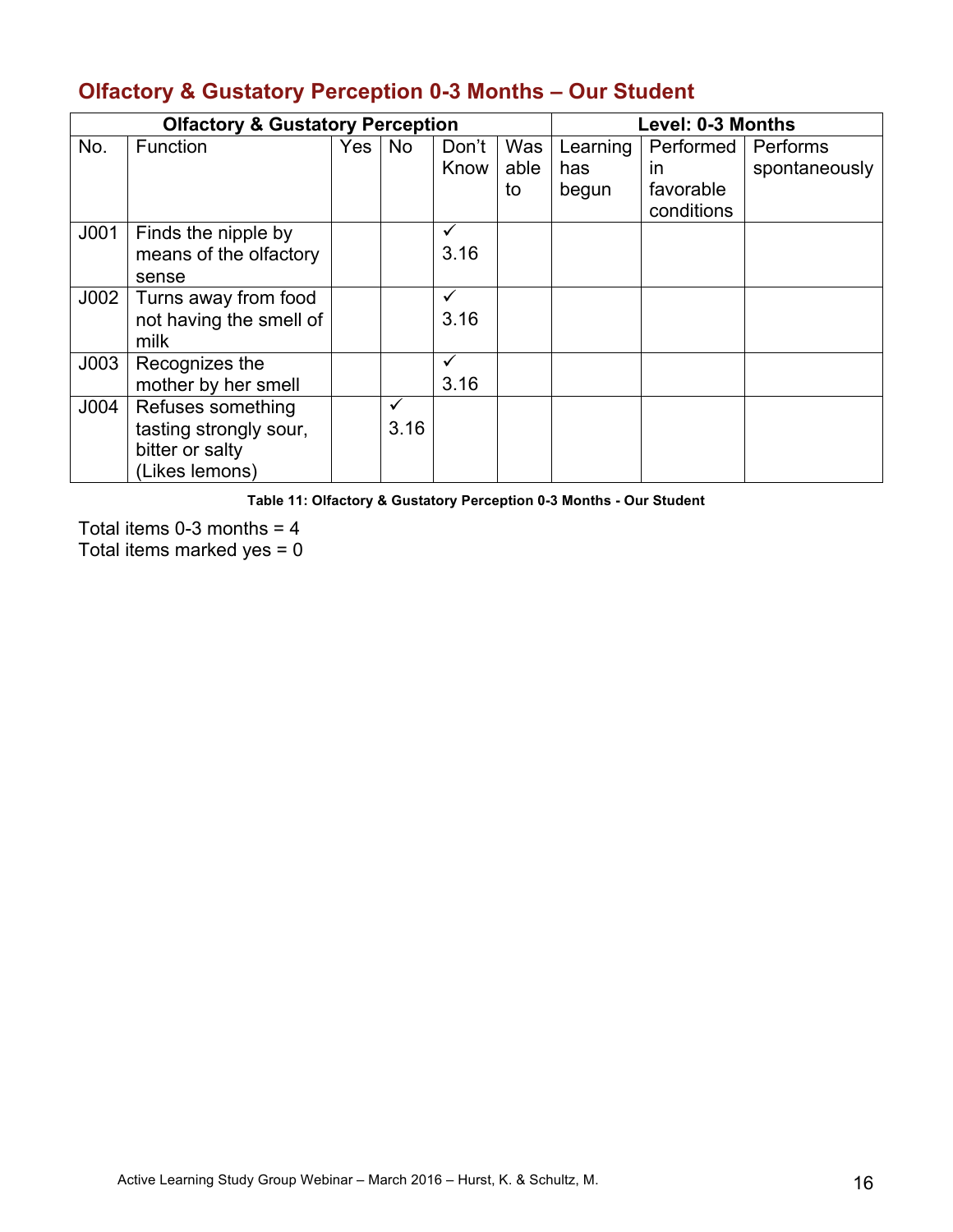## Olfactory & Gustatory Perception 0-3 Months – Our Student

| Olfactory & Gustatory Perception | | | | | | Level: 0-3 Months | | |
|---|---|---|---|---|---|---|---|---|
| No. | Function | Yes | No | Don't Know | Was able to | Learning has begun | Performed in favorable conditions | Performs spontaneously |
| J001 | Finds the nipple by means of the olfactory sense | | | ✓ 3.16 | | | | |
| J002 | Turns away from food not having the smell of milk | | | ✓ 3.16 | | | | |
| J003 | Recognizes the mother by her smell | | | ✓ 3.16 | | | | |
| J004 | Refuses something tasting strongly sour, bitter or salty (Likes lemons) | | ✓ 3.16 | | | | | |

**Table 11: Olfactory & Gustatory Perception 0-3 Months - Our Student**

Total items 0-3 months = 4
Total items marked yes = 0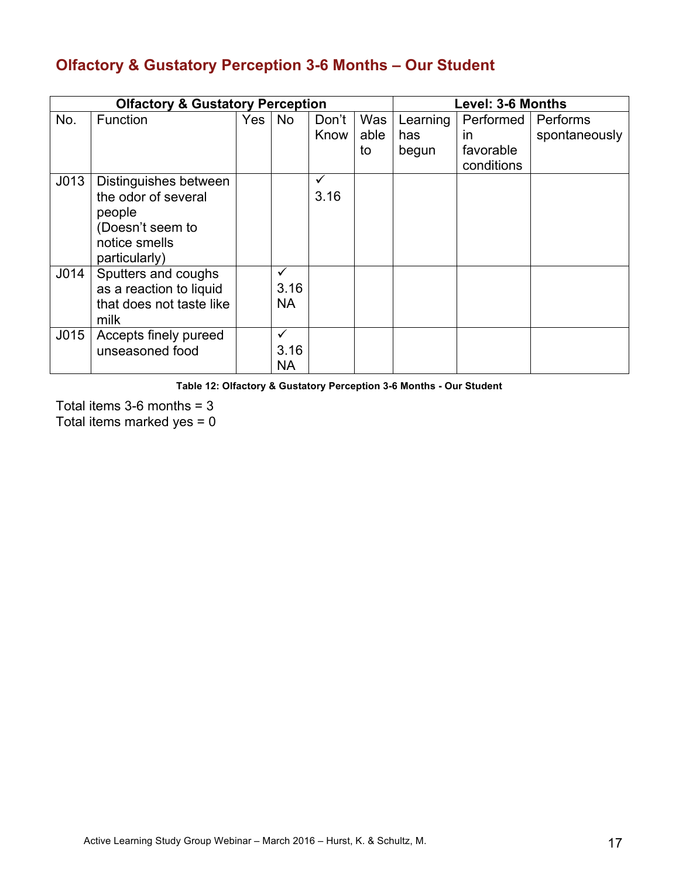## Olfactory & Gustatory Perception 3-6 Months – Our Student

| Olfactory & Gustatory Perception | | | | | | Level: 3-6 Months | | |
|---|---|---|---|---|---|---|---|---|
| No. | Function | Yes | No | Don't Know | Was able to | Learning has begun | Performed in favorable conditions | Performs spontaneously |
| J013 | Distinguishes between the odor of several people (Doesn't seem to notice smells particularly) | | | ✓ 3.16 | | | | |
| J014 | Sputters and coughs as a reaction to liquid that does not taste like milk | | ✓ 3.16 NA | | | | | |
| J015 | Accepts finely pureed unseasoned food | | ✓ 3.16 NA | | | | | |

**Table 12: Olfactory & Gustatory Perception 3-6 Months - Our Student**

Total items 3-6 months = 3
Total items marked yes = 0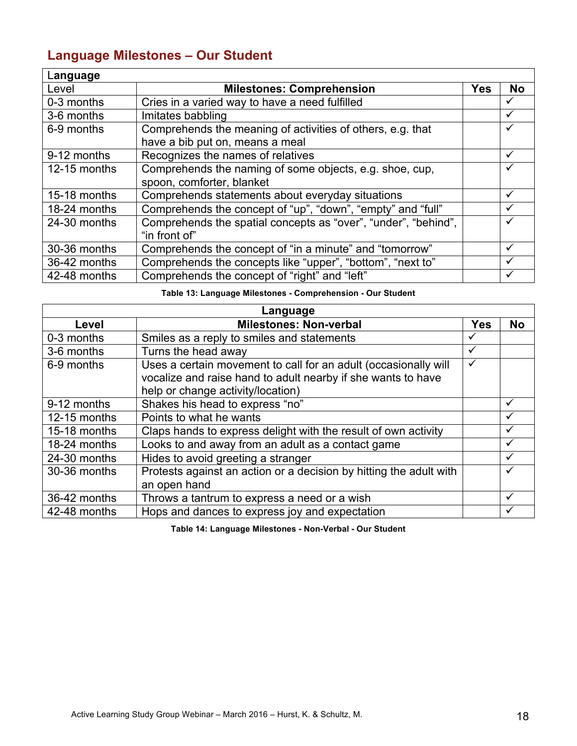## Language Milestones – Our Student

| Language | | | |
|---|---|---|---|
| Level | **Milestones: Comprehension** | **Yes** | **No** |
| 0-3 months | Cries in a varied way to have a need fulfilled | | ✓ |
| 3-6 months | Imitates babbling | | ✓ |
| 6-9 months | Comprehends the meaning of activities of others, e.g. that have a bib put on, means a meal | | ✓ |
| 9-12 months | Recognizes the names of relatives | | ✓ |
| 12-15 months | Comprehends the naming of some objects, e.g. shoe, cup, spoon, comforter, blanket | | ✓ |
| 15-18 months | Comprehends statements about everyday situations | | ✓ |
| 18-24 months | Comprehends the concept of "up", "down", "empty" and "full" | | ✓ |
| 24-30 months | Comprehends the spatial concepts as "over", "under", "behind", "in front of" | | ✓ |
| 30-36 months | Comprehends the concept of "in a minute" and "tomorrow" | | ✓ |
| 36-42 months | Comprehends the concepts like "upper", "bottom", "next to" | | ✓ |
| 42-48 months | Comprehends the concept of "right" and "left" | | ✓ |

**Table 13: Language Milestones - Comprehension - Our Student**

| Language | | | |
|---|---|---|---|
| **Level** | **Milestones: Non-verbal** | **Yes** | **No** |
| 0-3 months | Smiles as a reply to smiles and statements | ✓ | |
| 3-6 months | Turns the head away | ✓ | |
| 6-9 months | Uses a certain movement to call for an adult (occasionally will vocalize and raise hand to adult nearby if she wants to have help or change activity/location) | ✓ | |
| 9-12 months | Shakes his head to express "no" | | ✓ |
| 12-15 months | Points to what he wants | | ✓ |
| 15-18 months | Claps hands to express delight with the result of own activity | | ✓ |
| 18-24 months | Looks to and away from an adult as a contact game | | ✓ |
| 24-30 months | Hides to avoid greeting a stranger | | ✓ |
| 30-36 months | Protests against an action or a decision by hitting the adult with an open hand | | ✓ |
| 36-42 months | Throws a tantrum to express a need or a wish | | ✓ |
| 42-48 months | Hops and dances to express joy and expectation | | ✓ |

**Table 14: Language Milestones - Non-Verbal - Our Student**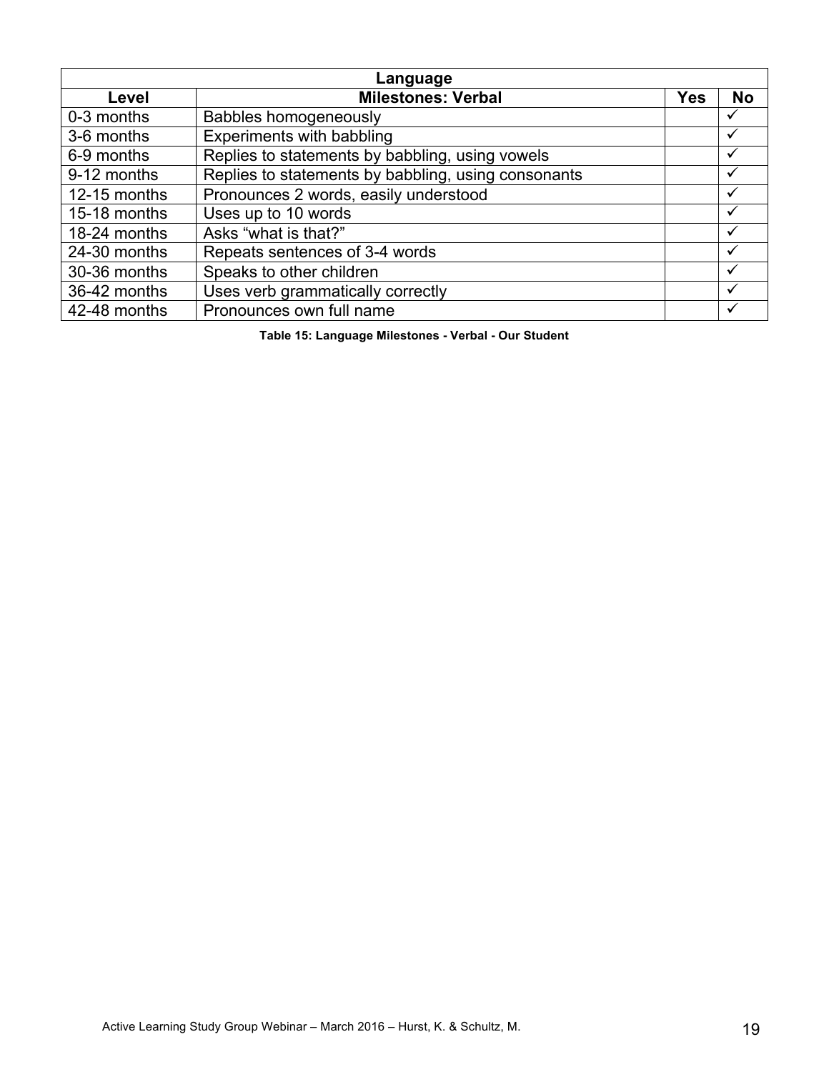| Language | | | |
| --- | --- | --- | --- |
| **Level** | **Milestones: Verbal** | **Yes** | **No** |
| 0-3 months | Babbles homogeneously | | ✓ |
| 3-6 months | Experiments with babbling | | ✓ |
| 6-9 months | Replies to statements by babbling, using vowels | | ✓ |
| 9-12 months | Replies to statements by babbling, using consonants | | ✓ |
| 12-15 months | Pronounces 2 words, easily understood | | ✓ |
| 15-18 months | Uses up to 10 words | | ✓ |
| 18-24 months | Asks "what is that?" | | ✓ |
| 24-30 months | Repeats sentences of 3-4 words | | ✓ |
| 30-36 months | Speaks to other children | | ✓ |
| 36-42 months | Uses verb grammatically correctly | | ✓ |
| 42-48 months | Pronounces own full name | | ✓ |

**Table 15: Language Milestones - Verbal - Our Student**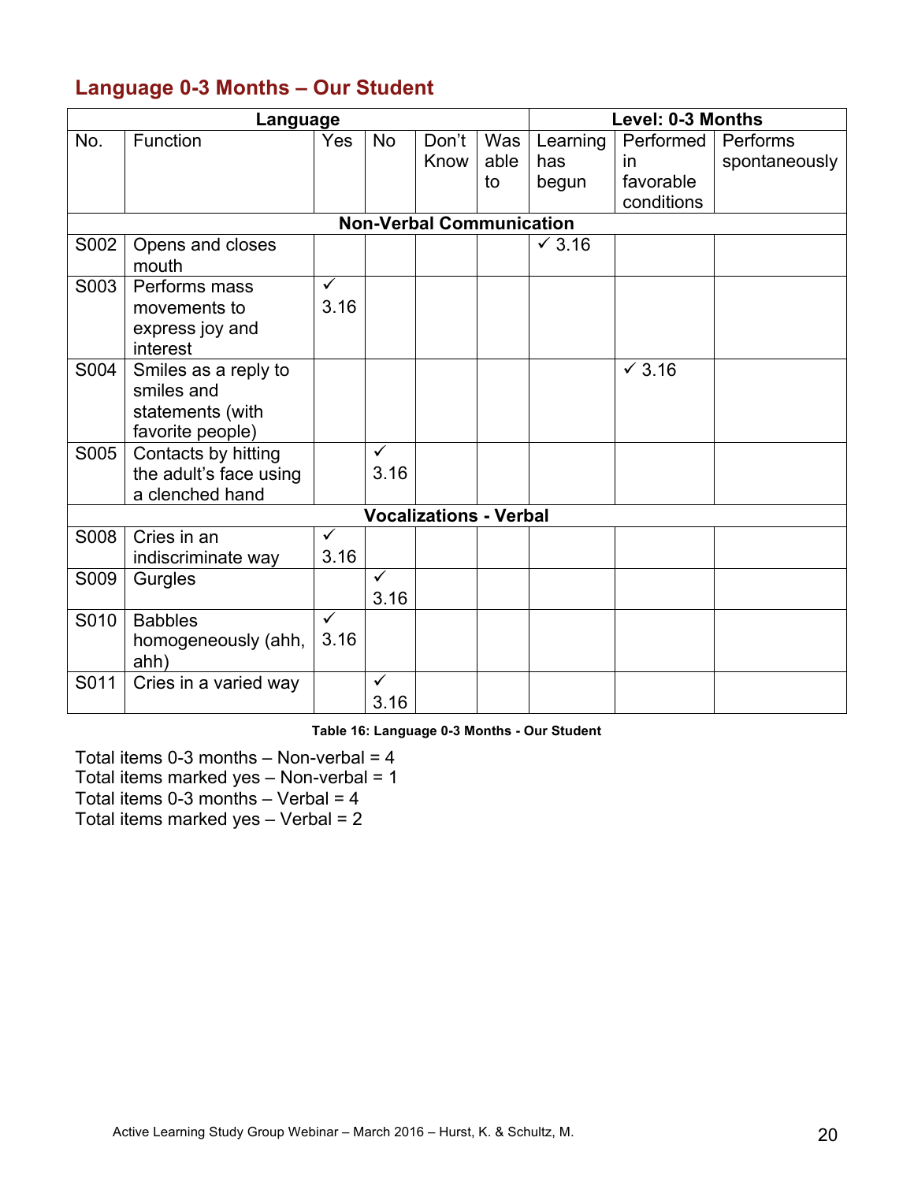## Language 0-3 Months – Our Student

| Language | | | | | | Level: 0-3 Months | | |
|---|---|---|---|---|---|---|---|---|
| No. | Function | Yes | No | Don't Know | Was able to | Learning has begun | Performed in favorable conditions | Performs spontaneously |
| **Non-Verbal Communication** | | | | | | | | |
| S002 | Opens and closes mouth | | | | | ✓ 3.16 | | |
| S003 | Performs mass movements to express joy and interest | ✓ 3.16 | | | | | | |
| S004 | Smiles as a reply to smiles and statements (with favorite people) | | | | | | ✓ 3.16 | |
| S005 | Contacts by hitting the adult's face using a clenched hand | | ✓ 3.16 | | | | | |
| **Vocalizations - Verbal** | | | | | | | | |
| S008 | Cries in an indiscriminate way | ✓ 3.16 | | | | | | |
| S009 | Gurgles | | ✓ 3.16 | | | | | |
| S010 | Babbles homogeneously (ahh, ahh) | ✓ 3.16 | | | | | | |
| S011 | Cries in a varied way | | ✓ 3.16 | | | | | |

**Table 16: Language 0-3 Months - Our Student**

Total items 0-3 months – Non-verbal = 4
Total items marked yes – Non-verbal = 1
Total items 0-3 months – Verbal = 4
Total items marked yes – Verbal = 2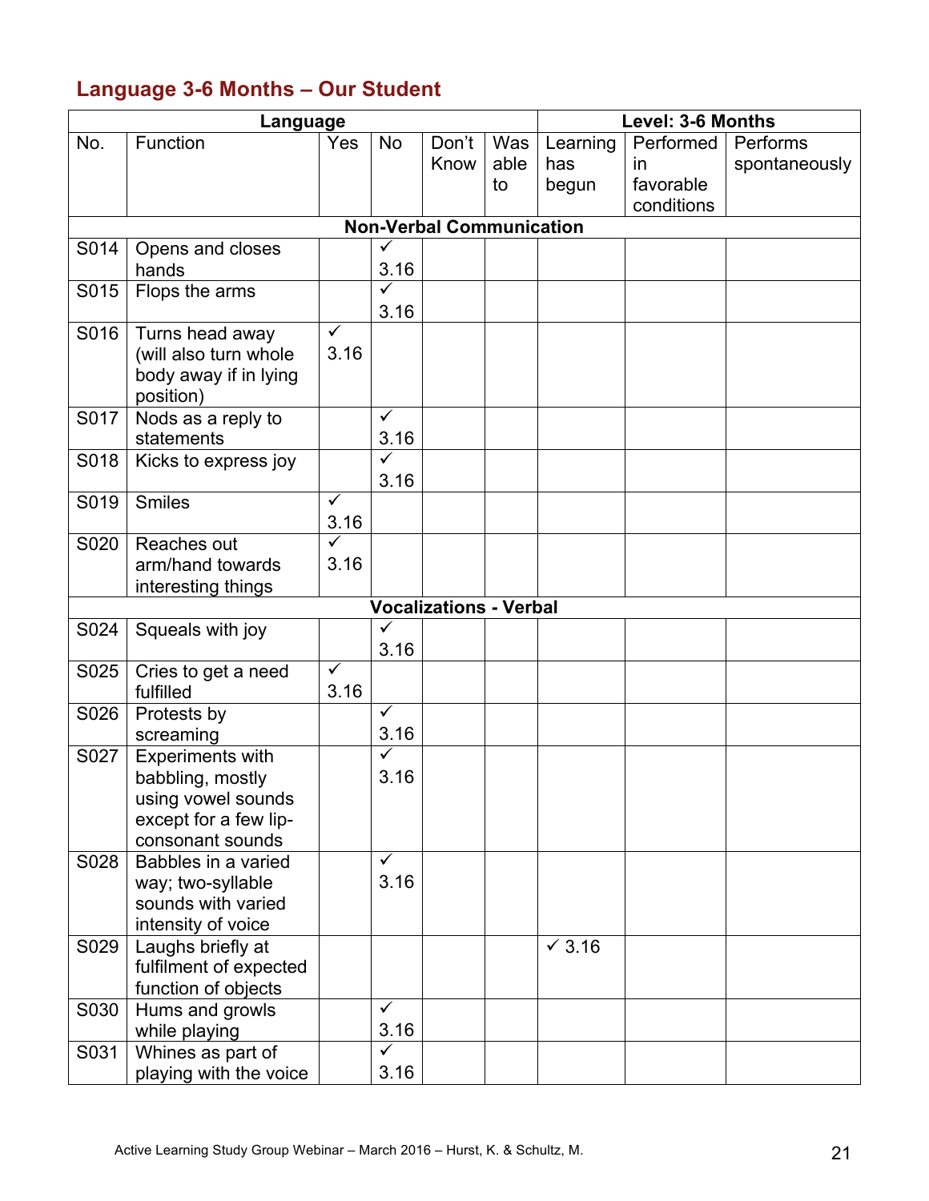## Language 3-6 Months – Our Student

| Language | | | | | | Level: 3-6 Months | | |
|---|---|---|---|---|---|---|---|---|
| No. | Function | Yes | No | Don't Know | Was able to | Learning has begun | Performed in favorable conditions | Performs spontaneously |
| | **Non-Verbal Communication** | | | | | | | |
| S014 | Opens and closes hands | | ✓ 3.16 | | | | | |
| S015 | Flops the arms | | ✓ 3.16 | | | | | |
| S016 | Turns head away (will also turn whole body away if in lying position) | ✓ 3.16 | | | | | | |
| S017 | Nods as a reply to statements | | ✓ 3.16 | | | | | |
| S018 | Kicks to express joy | | ✓ 3.16 | | | | | |
| S019 | Smiles | ✓ 3.16 | | | | | | |
| S020 | Reaches out arm/hand towards interesting things | ✓ 3.16 | | | | | | |
| | **Vocalizations - Verbal** | | | | | | | |
| S024 | Squeals with joy | | ✓ 3.16 | | | | | |
| S025 | Cries to get a need fulfilled | ✓ 3.16 | | | | | | |
| S026 | Protests by screaming | | ✓ 3.16 | | | | | |
| S027 | Experiments with babbling, mostly using vowel sounds except for a few lip-consonant sounds | | ✓ 3.16 | | | | | |
| S028 | Babbles in a varied way; two-syllable sounds with varied intensity of voice | | ✓ 3.16 | | | | | |
| S029 | Laughs briefly at fulfilment of expected function of objects | | | | | ✓ 3.16 | | |
| S030 | Hums and growls while playing | | ✓ 3.16 | | | | | |
| S031 | Whines as part of playing with the voice | | ✓ 3.16 | | | | | |

Active Learning Study Group Webinar – March 2016 – Hurst, K. & Schultz, M.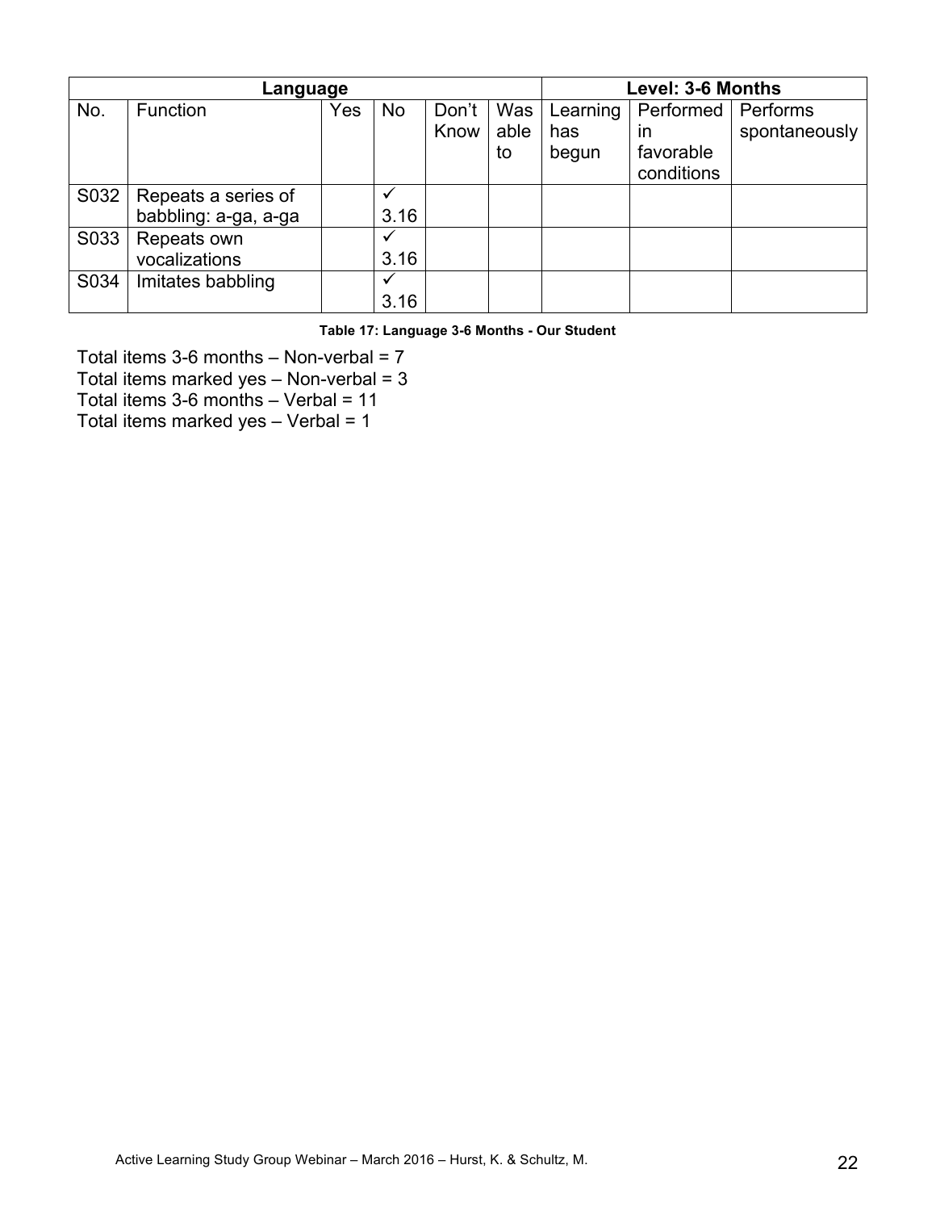| Language | | | | | | Level: 3-6 Months | | |
|---|---|---|---|---|---|---|---|---|
| No. | Function | Yes | No | Don't Know | Was able to | Learning has begun | Performed in favorable conditions | Performs spontaneously |
| S032 | Repeats a series of babbling: a-ga, a-ga | | ✓ 3.16 | | | | | |
| S033 | Repeats own vocalizations | | ✓ 3.16 | | | | | |
| S034 | Imitates babbling | | ✓ 3.16 | | | | | |

**Table 17: Language 3-6 Months - Our Student**

Total items 3-6 months – Non-verbal = 7
Total items marked yes – Non-verbal = 3
Total items 3-6 months – Verbal = 11
Total items marked yes – Verbal = 1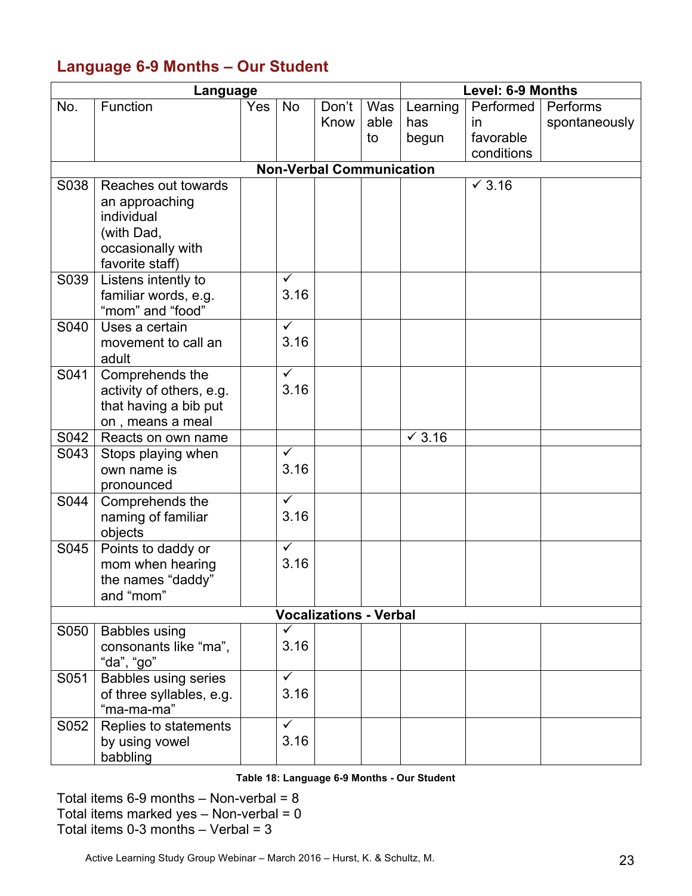## Language 6-9 Months – Our Student

| Language | | | | | | Level: 6-9 Months | | |
|---|---|---|---|---|---|---|---|---|
| No. | Function | Yes | No | Don't Know | Was able to | Learning has begun | Performed in favorable conditions | Performs spontaneously |
| **Non-Verbal Communication** | | | | | | | | |
| S038 | Reaches out towards an approaching individual (with Dad, occasionally with favorite staff) | | | | | | ✓ 3.16 | |
| S039 | Listens intently to familiar words, e.g. "mom" and "food" | | ✓ 3.16 | | | | | |
| S040 | Uses a certain movement to call an adult | | ✓ 3.16 | | | | | |
| S041 | Comprehends the activity of others, e.g. that having a bib put on , means a meal | | ✓ 3.16 | | | | | |
| S042 | Reacts on own name | | | | | ✓ 3.16 | | |
| S043 | Stops playing when own name is pronounced | | ✓ 3.16 | | | | | |
| S044 | Comprehends the naming of familiar objects | | ✓ 3.16 | | | | | |
| S045 | Points to daddy or mom when hearing the names "daddy" and "mom" | | ✓ 3.16 | | | | | |
| **Vocalizations - Verbal** | | | | | | | | |
| S050 | Babbles using consonants like "ma", "da", "go" | | ✓ 3.16 | | | | | |
| S051 | Babbles using series of three syllables, e.g. "ma-ma-ma" | | ✓ 3.16 | | | | | |
| S052 | Replies to statements by using vowel babbling | | ✓ 3.16 | | | | | |

**Table 18: Language 6-9 Months - Our Student**

Total items 6-9 months – Non-verbal = 8
Total items marked yes – Non-verbal = 0
Total items 0-3 months – Verbal = 3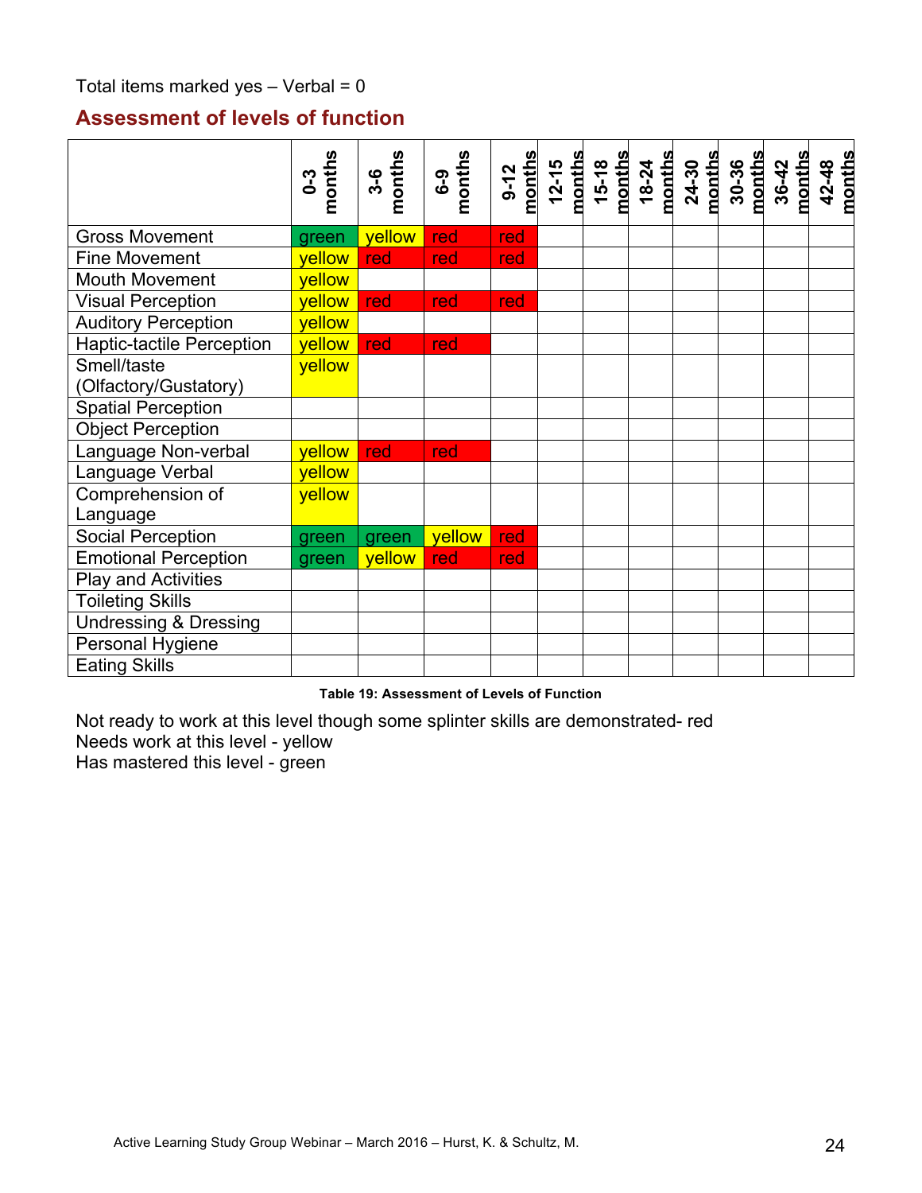Total items marked yes – Verbal = 0

## Assessment of levels of function

| | 0-3 months | 3-6 months | 6-9 months | 9-12 months | 12-15 months | 15-18 months | 18-24 months | 24-30 months | 30-36 months | 36-42 months | 42-48 months |
|---|---|---|---|---|---|---|---|---|---|---|---|
| Gross Movement | green | yellow | red | red | | | | | | | |
| Fine Movement | yellow | red | red | red | | | | | | | |
| Mouth Movement | yellow | | | | | | | | | | |
| Visual Perception | yellow | red | red | red | | | | | | | |
| Auditory Perception | yellow | | | | | | | | | | |
| Haptic-tactile Perception | yellow | red | red | | | | | | | | |
| Smell/taste (Olfactory/Gustatory) | yellow | | | | | | | | | | |
| Spatial Perception | | | | | | | | | | | |
| Object Perception | | | | | | | | | | | |
| Language Non-verbal | yellow | red | red | | | | | | | | |
| Language Verbal | yellow | | | | | | | | | | |
| Comprehension of Language | yellow | | | | | | | | | | |
| Social Perception | green | green | yellow | red | | | | | | | |
| Emotional Perception | green | yellow | red | red | | | | | | | |
| Play and Activities | | | | | | | | | | | |
| Toileting Skills | | | | | | | | | | | |
| Undressing & Dressing | | | | | | | | | | | |
| Personal Hygiene | | | | | | | | | | | |
| Eating Skills | | | | | | | | | | | |

**Table 19: Assessment of Levels of Function**

Not ready to work at this level though some splinter skills are demonstrated- red
Needs work at this level - yellow
Has mastered this level - green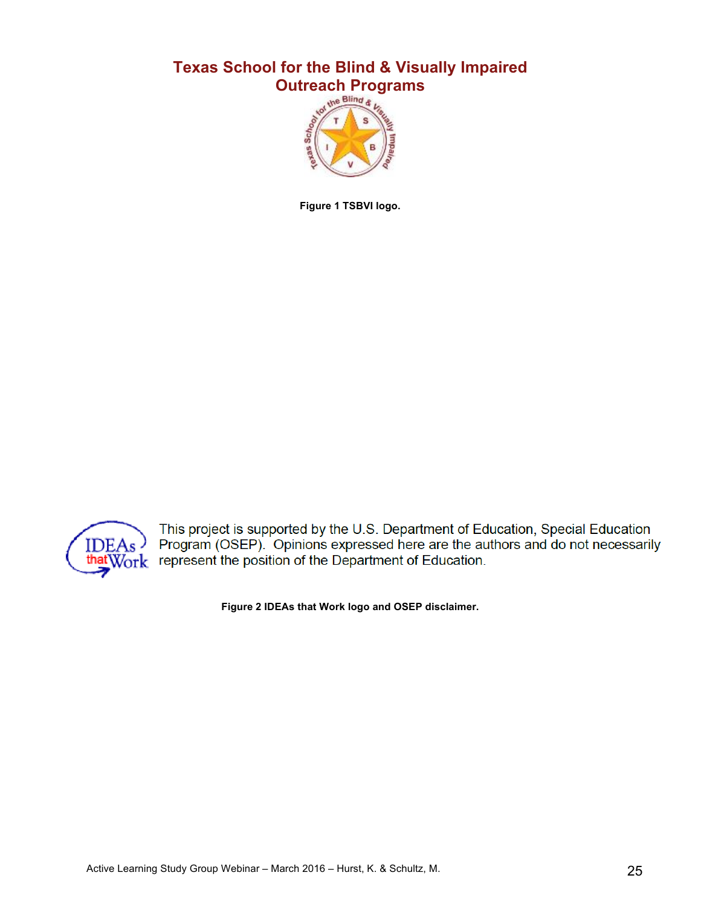# Texas School for the Blind & Visually Impaired Outreach Programs

**Figure 1 TSBVI logo.**

This project is supported by the U.S. Department of Education, Special Education Program (OSEP). Opinions expressed here are the authors and do not necessarily represent the position of the Department of Education.

**Figure 2 IDEAs that Work logo and OSEP disclaimer.**